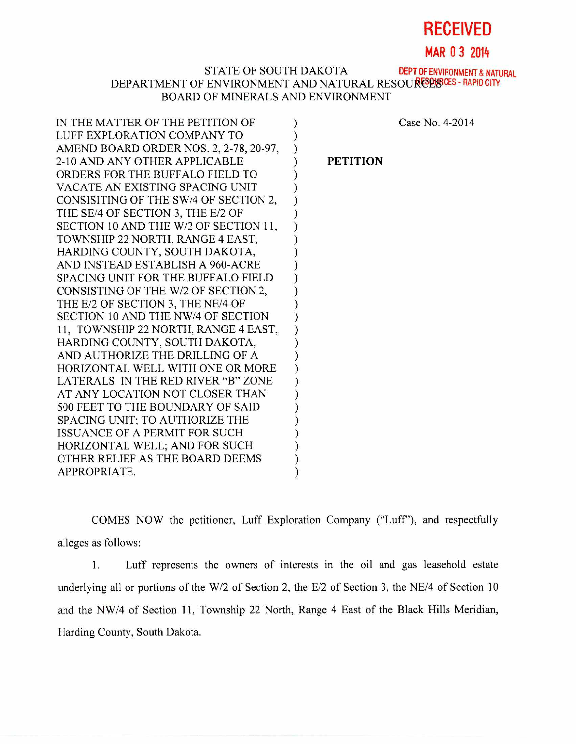**RECEIVED**

**MAR 0 3 2014**

**DEPT OF ENVIRONMENT & NATURAL RESOURCES - RAPID CITY**

STATE OF SOUTH DAKOTA
DEPARTMENT OF ENVIRONMENT AND NATURAL RESOURCES
BOARD OF MINERALS AND ENVIRONMENT

| | | |
|---|---|---|
| IN THE MATTER OF THE PETITION OF LUFF EXPLORATION COMPANY TO AMEND BOARD ORDER NOS. 2, 2-78, 20-97, 2-10 AND ANY OTHER APPLICABLE ORDERS FOR THE BUFFALO FIELD TO VACATE AN EXISTING SPACING UNIT CONSISITING OF THE SW/4 OF SECTION 2, THE SE/4 OF SECTION 3, THE E/2 OF SECTION 10 AND THE W/2 OF SECTION 11, TOWNSHIP 22 NORTH, RANGE 4 EAST, HARDING COUNTY, SOUTH DAKOTA, AND INSTEAD ESTABLISH A 960-ACRE SPACING UNIT FOR THE BUFFALO FIELD CONSISTING OF THE W/2 OF SECTION 2, THE E/2 OF SECTION 3, THE NE/4 OF SECTION 10 AND THE NW/4 OF SECTION 11, TOWNSHIP 22 NORTH, RANGE 4 EAST, HARDING COUNTY, SOUTH DAKOTA, AND AUTHORIZE THE DRILLING OF A HORIZONTAL WELL WITH ONE OR MORE LATERALS IN THE RED RIVER "B" ZONE AT ANY LOCATION NOT CLOSER THAN 500 FEET TO THE BOUNDARY OF SAID SPACING UNIT; TO AUTHORIZE THE ISSUANCE OF A PERMIT FOR SUCH HORIZONTAL WELL; AND FOR SUCH OTHER RELIEF AS THE BOARD DEEMS APPROPRIATE. | ) | Case No. 4-2014<br><br>**PETITION** |

COMES NOW the petitioner, Luff Exploration Company ("Luff"), and respectfully alleges as follows:

1. Luff represents the owners of interests in the oil and gas leasehold estate underlying all or portions of the W/2 of Section 2, the E/2 of Section 3, the NE/4 of Section 10 and the NW/4 of Section 11, Township 22 North, Range 4 East of the Black Hills Meridian, Harding County, South Dakota.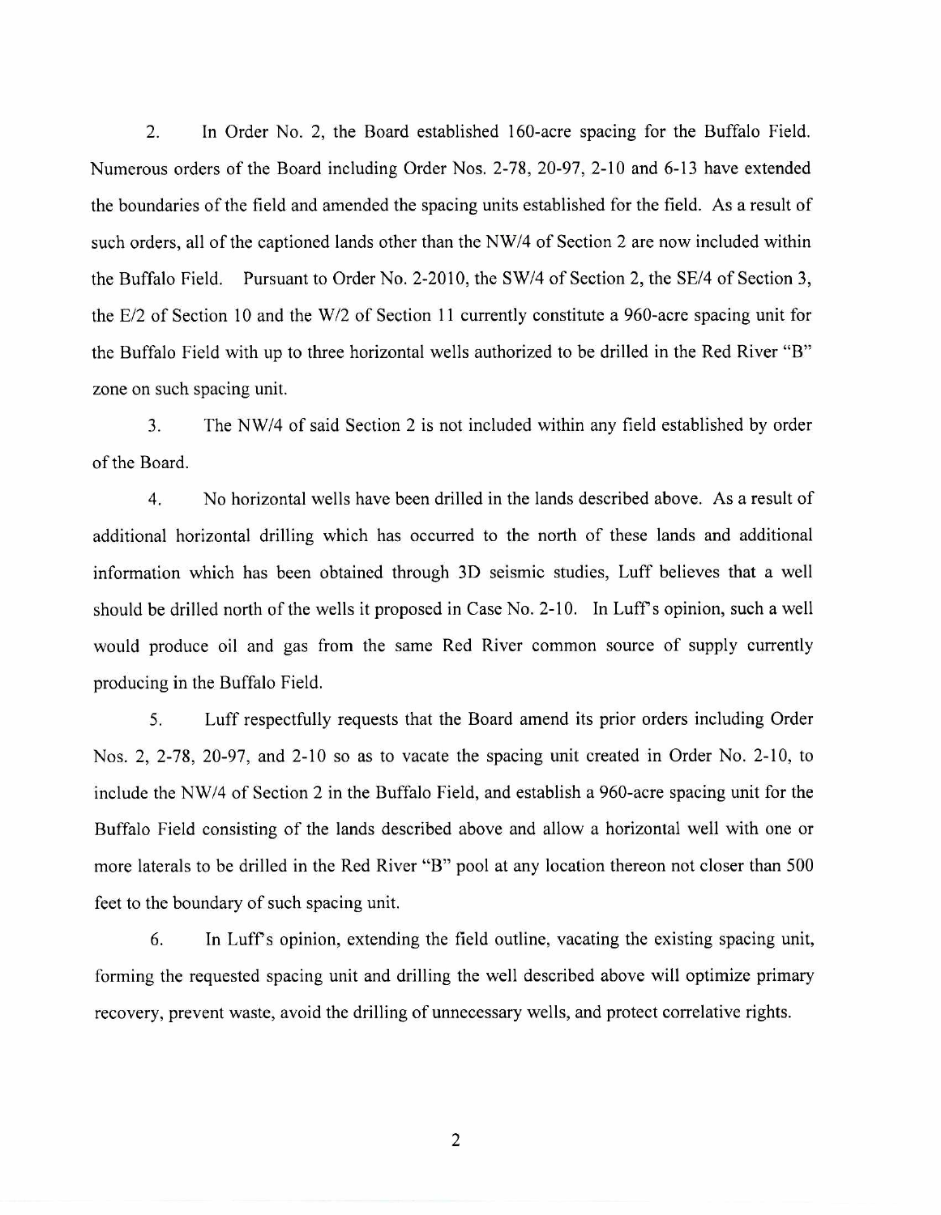2. In Order No. 2, the Board established 160-acre spacing for the Buffalo Field. Numerous orders of the Board including Order Nos. 2-78, 20-97, 2-10 and 6-13 have extended the boundaries of the field and amended the spacing units established for the field. As a result of such orders, all of the captioned lands other than the NW/4 of Section 2 are now included within the Buffalo Field. Pursuant to Order No. 2-2010, the SW/4 of Section 2, the SE/4 of Section 3, the E/2 of Section 10 and the W/2 of Section 11 currently constitute a 960-acre spacing unit for the Buffalo Field with up to three horizontal wells authorized to be drilled in the Red River "B" zone on such spacing unit.

3. The NW/4 of said Section 2 is not included within any field established by order of the Board.

4. No horizontal wells have been drilled in the lands described above. As a result of additional horizontal drilling which has occurred to the north of these lands and additional information which has been obtained through 3D seismic studies, Luff believes that a well should be drilled north of the wells it proposed in Case No. 2-10. In Luff's opinion, such a well would produce oil and gas from the same Red River common source of supply currently producing in the Buffalo Field.

5. Luff respectfully requests that the Board amend its prior orders including Order Nos. 2, 2-78, 20-97, and 2-10 so as to vacate the spacing unit created in Order No. 2-10, to include the NW/4 of Section 2 in the Buffalo Field, and establish a 960-acre spacing unit for the Buffalo Field consisting of the lands described above and allow a horizontal well with one or more laterals to be drilled in the Red River "B" pool at any location thereon not closer than 500 feet to the boundary of such spacing unit.

6. In Luff's opinion, extending the field outline, vacating the existing spacing unit, forming the requested spacing unit and drilling the well described above will optimize primary recovery, prevent waste, avoid the drilling of unnecessary wells, and protect correlative rights.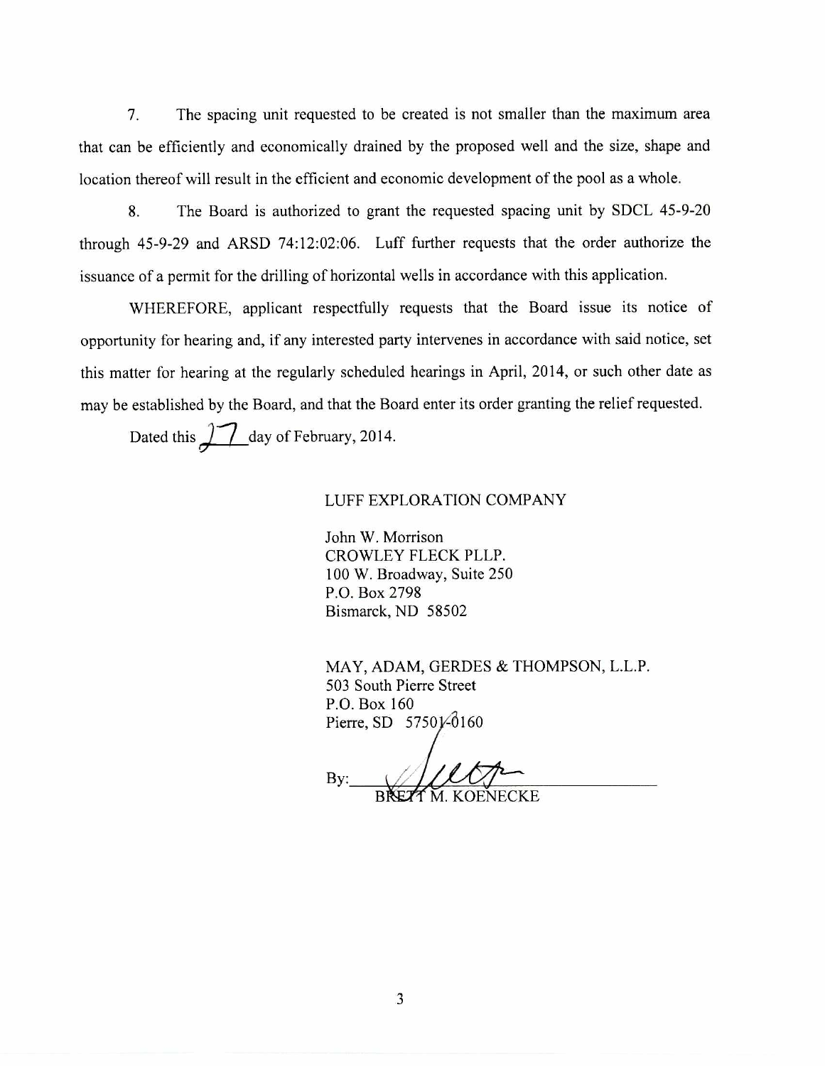7. The spacing unit requested to be created is not smaller than the maximum area that can be efficiently and economically drained by the proposed well and the size, shape and location thereof will result in the efficient and economic development of the pool as a whole.

8. The Board is authorized to grant the requested spacing unit by SDCL 45-9-20 through 45-9-29 and ARSD 74:12:02:06. Luff further requests that the order authorize the issuance of a permit for the drilling of horizontal wells in accordance with this application.

WHEREFORE, applicant respectfully requests that the Board issue its notice of opportunity for hearing and, if any interested party intervenes in accordance with said notice, set this matter for hearing at the regularly scheduled hearings in April, 2014, or such other date as may be established by the Board, and that the Board enter its order granting the relief requested.

Dated this 27 day of February, 2014.

LUFF EXPLORATION COMPANY

John W. Morrison
CROWLEY FLECK PLLP.
100 W. Broadway, Suite 250
P.O. Box 2798
Bismarck, ND 58502

MAY, ADAM, GERDES & THOMPSON, L.L.P.
503 South Pierre Street
P.O. Box 160
Pierre, SD 57501-0160

By: ______________________________
BRETT M. KOENECKE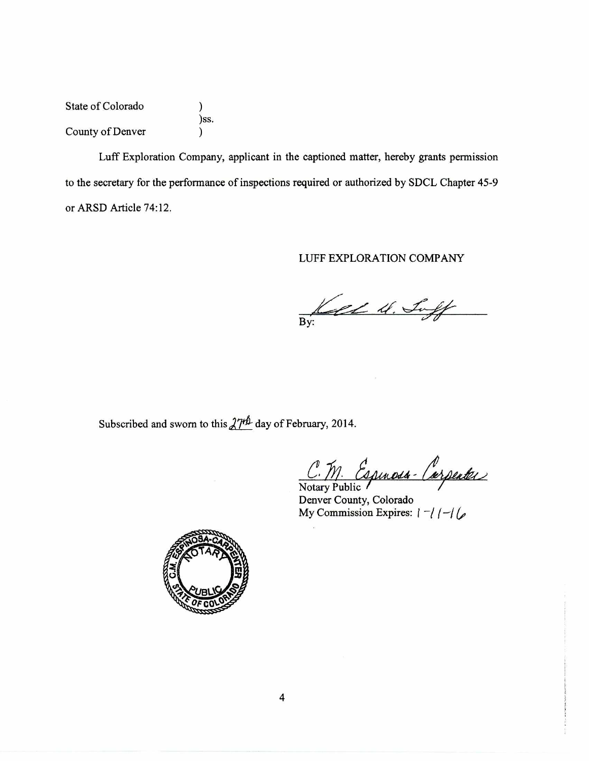State of Colorado )
)ss.
County of Denver )

Luff Exploration Company, applicant in the captioned matter, hereby grants permission to the secretary for the performance of inspections required or authorized by SDCL Chapter 45-9 or ARSD Article 74:12.

LUFF EXPLORATION COMPANY

By: Karl A. Luff

Subscribed and sworn to this 27th day of February, 2014.

C. M. Espinosa-Carpenter
Notary Public
Denver County, Colorado
My Commission Expires: 1-11-16

C.M. ESPINOSA-CARPENTER NOTARY PUBLIC STATE OF COLORADO